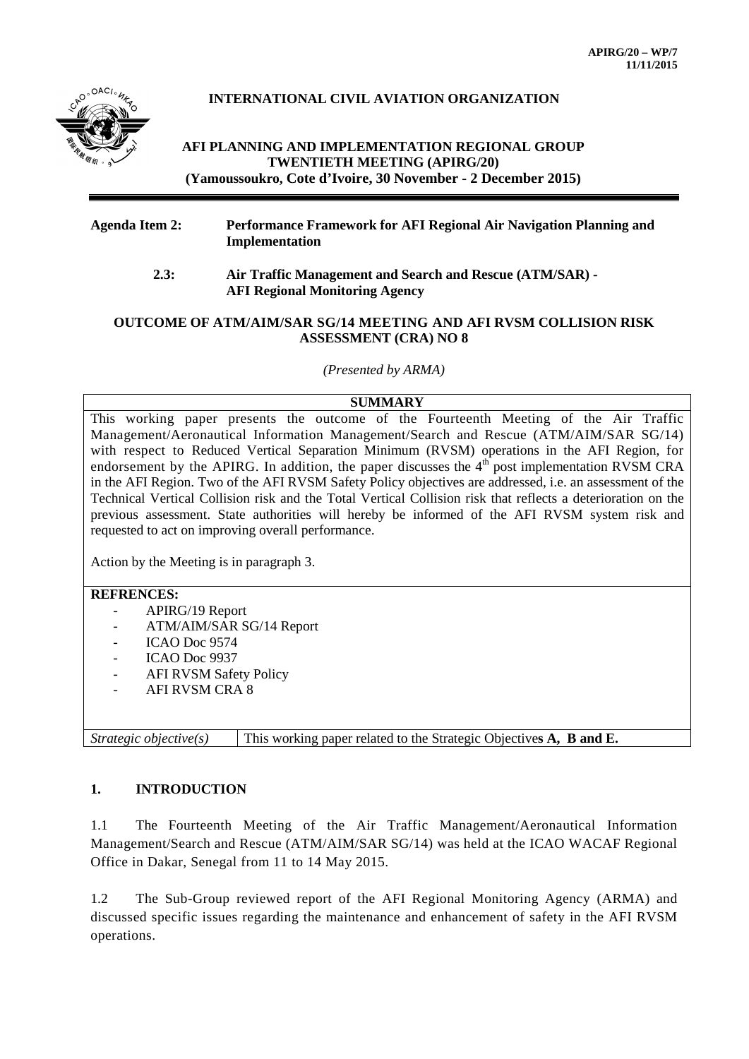APIRG/20 – WP/7
11/11/2015

**INTERNATIONAL CIVIL AVIATION ORGANIZATION**

**AFI PLANNING AND IMPLEMENTATION REGIONAL GROUP TWENTIETH MEETING (APIRG/20)**
**(Yamoussoukro, Cote d'Ivoire, 30 November - 2 December 2015)**

**Agenda Item 2: Performance Framework for AFI Regional Air Navigation Planning and Implementation**

**2.3: Air Traffic Management and Search and Rescue (ATM/SAR) - AFI Regional Monitoring Agency**

**OUTCOME OF ATM/AIM/SAR SG/14 MEETING AND AFI RVSM COLLISION RISK ASSESSMENT (CRA) NO 8**

*(Presented by ARMA)*

| **SUMMARY** | |
|---|---|
| This working paper presents the outcome of the Fourteenth Meeting of the Air Traffic Management/Aeronautical Information Management/Search and Rescue (ATM/AIM/SAR SG/14) with respect to Reduced Vertical Separation Minimum (RVSM) operations in the AFI Region, for endorsement by the APIRG. In addition, the paper discusses the 4th post implementation RVSM CRA in the AFI Region. Two of the AFI RVSM Safety Policy objectives are addressed, i.e. an assessment of the Technical Vertical Collision risk and the Total Vertical Collision risk that reflects a deterioration on the previous assessment. State authorities will hereby be informed of the AFI RVSM system risk and requested to act on improving overall performance.<br><br>Action by the Meeting is in paragraph 3. | |
| **REFRENCES:**<br>- APIRG/19 Report<br>- ATM/AIM/SAR SG/14 Report<br>- ICAO Doc 9574<br>- ICAO Doc 9937<br>- AFI RVSM Safety Policy<br>- AFI RVSM CRA 8 | |
| *Strategic objective(s)* | This working paper related to the Strategic Objective**s A, B and E.** |

## 1. INTRODUCTION

1.1 The Fourteenth Meeting of the Air Traffic Management/Aeronautical Information Management/Search and Rescue (ATM/AIM/SAR SG/14) was held at the ICAO WACAF Regional Office in Dakar, Senegal from 11 to 14 May 2015.

1.2 The Sub-Group reviewed report of the AFI Regional Monitoring Agency (ARMA) and discussed specific issues regarding the maintenance and enhancement of safety in the AFI RVSM operations.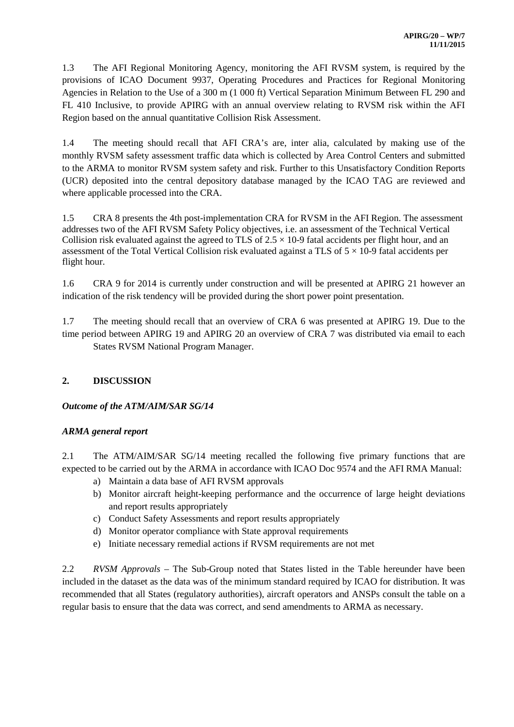1.3 The AFI Regional Monitoring Agency, monitoring the AFI RVSM system, is required by the provisions of ICAO Document 9937, Operating Procedures and Practices for Regional Monitoring Agencies in Relation to the Use of a 300 m (1 000 ft) Vertical Separation Minimum Between FL 290 and FL 410 Inclusive, to provide APIRG with an annual overview relating to RVSM risk within the AFI Region based on the annual quantitative Collision Risk Assessment.

1.4 The meeting should recall that AFI CRA's are, inter alia, calculated by making use of the monthly RVSM safety assessment traffic data which is collected by Area Control Centers and submitted to the ARMA to monitor RVSM system safety and risk. Further to this Unsatisfactory Condition Reports (UCR) deposited into the central depository database managed by the ICAO TAG are reviewed and where applicable processed into the CRA.

1.5 CRA 8 presents the 4th post-implementation CRA for RVSM in the AFI Region. The assessment addresses two of the AFI RVSM Safety Policy objectives, i.e. an assessment of the Technical Vertical Collision risk evaluated against the agreed to TLS of $2.5 \times 10\text{-}9$ fatal accidents per flight hour, and an assessment of the Total Vertical Collision risk evaluated against a TLS of $5 \times 10\text{-}9$ fatal accidents per flight hour.

1.6 CRA 9 for 2014 is currently under construction and will be presented at APIRG 21 however an indication of the risk tendency will be provided during the short power point presentation.

1.7 The meeting should recall that an overview of CRA 6 was presented at APIRG 19. Due to the time period between APIRG 19 and APIRG 20 an overview of CRA 7 was distributed via email to each States RVSM National Program Manager.

## 2. DISCUSSION

***Outcome of the ATM/AIM/SAR SG/14***

***ARMA general report***

2.1 The ATM/AIM/SAR SG/14 meeting recalled the following five primary functions that are expected to be carried out by the ARMA in accordance with ICAO Doc 9574 and the AFI RMA Manual:

a) Maintain a data base of AFI RVSM approvals
b) Monitor aircraft height-keeping performance and the occurrence of large height deviations and report results appropriately
c) Conduct Safety Assessments and report results appropriately
d) Monitor operator compliance with State approval requirements
e) Initiate necessary remedial actions if RVSM requirements are not met

2.2 *RVSM Approvals* – The Sub-Group noted that States listed in the Table hereunder have been included in the dataset as the data was of the minimum standard required by ICAO for distribution. It was recommended that all States (regulatory authorities), aircraft operators and ANSPs consult the table on a regular basis to ensure that the data was correct, and send amendments to ARMA as necessary.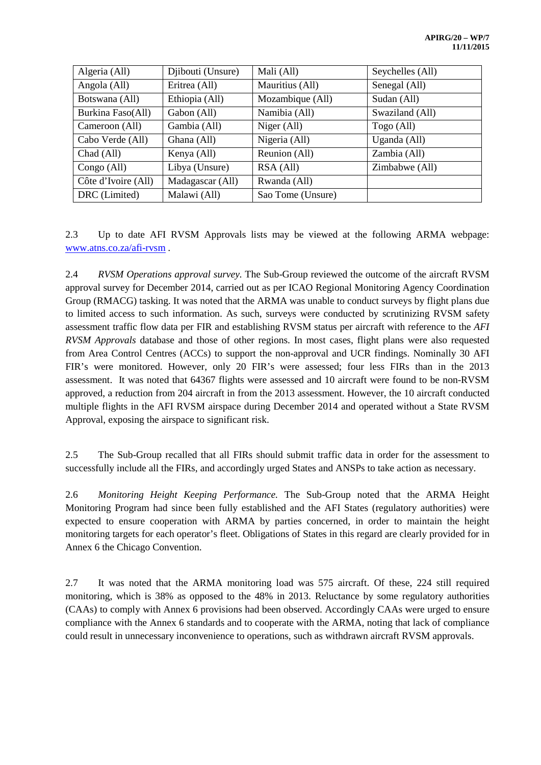| Algeria (All) | Djibouti (Unsure) | Mali (All) | Seychelles (All) |
|---|---|---|---|
| Angola (All) | Eritrea (All) | Mauritius (All) | Senegal (All) |
| Botswana (All) | Ethiopia (All) | Mozambique (All) | Sudan (All) |
| Burkina Faso(All) | Gabon (All) | Namibia (All) | Swaziland (All) |
| Cameroon (All) | Gambia (All) | Niger (All) | Togo (All) |
| Cabo Verde (All) | Ghana (All) | Nigeria (All) | Uganda (All) |
| Chad (All) | Kenya (All) | Reunion (All) | Zambia (All) |
| Congo (All) | Libya (Unsure) | RSA (All) | Zimbabwe (All) |
| Côte d'Ivoire (All) | Madagascar (All) | Rwanda (All) | |
| DRC (Limited) | Malawi (All) | Sao Tome (Unsure) | |

2.3 Up to date AFI RVSM Approvals lists may be viewed at the following ARMA webpage: www.atns.co.za/afi-rvsm .

2.4 *RVSM Operations approval survey.* The Sub-Group reviewed the outcome of the aircraft RVSM approval survey for December 2014, carried out as per ICAO Regional Monitoring Agency Coordination Group (RMACG) tasking. It was noted that the ARMA was unable to conduct surveys by flight plans due to limited access to such information. As such, surveys were conducted by scrutinizing RVSM safety assessment traffic flow data per FIR and establishing RVSM status per aircraft with reference to the *AFI RVSM Approvals* database and those of other regions. In most cases, flight plans were also requested from Area Control Centres (ACCs) to support the non-approval and UCR findings. Nominally 30 AFI FIR's were monitored. However, only 20 FIR's were assessed; four less FIRs than in the 2013 assessment. It was noted that 64367 flights were assessed and 10 aircraft were found to be non-RVSM approved, a reduction from 204 aircraft in from the 2013 assessment. However, the 10 aircraft conducted multiple flights in the AFI RVSM airspace during December 2014 and operated without a State RVSM Approval, exposing the airspace to significant risk.

2.5 The Sub-Group recalled that all FIRs should submit traffic data in order for the assessment to successfully include all the FIRs, and accordingly urged States and ANSPs to take action as necessary.

2.6 *Monitoring Height Keeping Performance.* The Sub-Group noted that the ARMA Height Monitoring Program had since been fully established and the AFI States (regulatory authorities) were expected to ensure cooperation with ARMA by parties concerned, in order to maintain the height monitoring targets for each operator's fleet. Obligations of States in this regard are clearly provided for in Annex 6 the Chicago Convention.

2.7 It was noted that the ARMA monitoring load was 575 aircraft. Of these, 224 still required monitoring, which is 38% as opposed to the 48% in 2013. Reluctance by some regulatory authorities (CAAs) to comply with Annex 6 provisions had been observed. Accordingly CAAs were urged to ensure compliance with the Annex 6 standards and to cooperate with the ARMA, noting that lack of compliance could result in unnecessary inconvenience to operations, such as withdrawn aircraft RVSM approvals.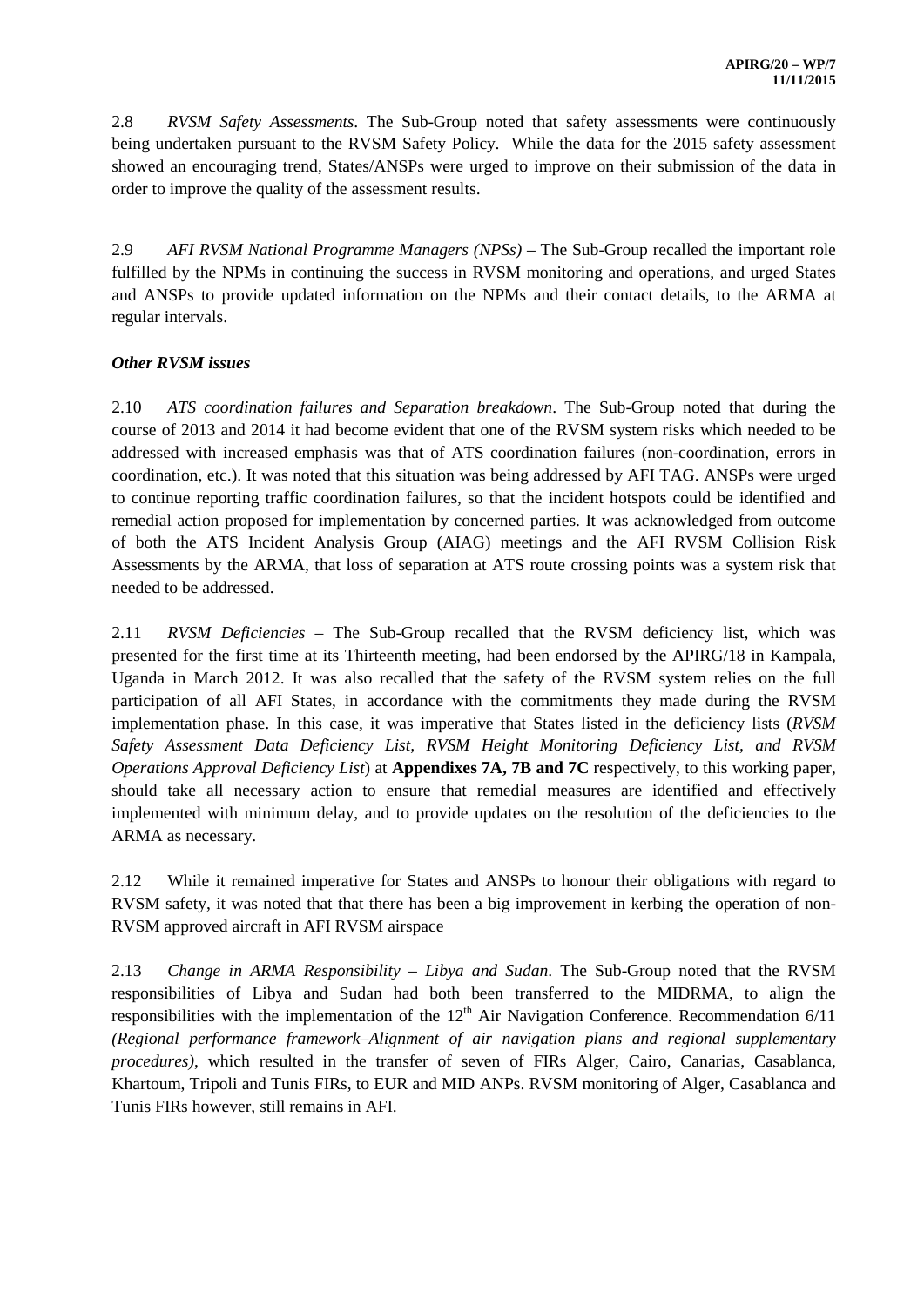2.8 *RVSM Safety Assessments*. The Sub-Group noted that safety assessments were continuously being undertaken pursuant to the RVSM Safety Policy. While the data for the 2015 safety assessment showed an encouraging trend, States/ANSPs were urged to improve on their submission of the data in order to improve the quality of the assessment results.

2.9 *AFI RVSM National Programme Managers (NPSs)* – The Sub-Group recalled the important role fulfilled by the NPMs in continuing the success in RVSM monitoring and operations, and urged States and ANSPs to provide updated information on the NPMs and their contact details, to the ARMA at regular intervals.

***Other RVSM issues***

2.10 *ATS coordination failures and Separation breakdown*. The Sub-Group noted that during the course of 2013 and 2014 it had become evident that one of the RVSM system risks which needed to be addressed with increased emphasis was that of ATS coordination failures (non-coordination, errors in coordination, etc.). It was noted that this situation was being addressed by AFI TAG. ANSPs were urged to continue reporting traffic coordination failures, so that the incident hotspots could be identified and remedial action proposed for implementation by concerned parties. It was acknowledged from outcome of both the ATS Incident Analysis Group (AIAG) meetings and the AFI RVSM Collision Risk Assessments by the ARMA, that loss of separation at ATS route crossing points was a system risk that needed to be addressed.

2.11 *RVSM Deficiencies* – The Sub-Group recalled that the RVSM deficiency list, which was presented for the first time at its Thirteenth meeting, had been endorsed by the APIRG/18 in Kampala, Uganda in March 2012. It was also recalled that the safety of the RVSM system relies on the full participation of all AFI States, in accordance with the commitments they made during the RVSM implementation phase. In this case, it was imperative that States listed in the deficiency lists (*RVSM Safety Assessment Data Deficiency List, RVSM Height Monitoring Deficiency List, and RVSM Operations Approval Deficiency List*) at **Appendixes 7A, 7B and 7C** respectively, to this working paper, should take all necessary action to ensure that remedial measures are identified and effectively implemented with minimum delay, and to provide updates on the resolution of the deficiencies to the ARMA as necessary.

2.12 While it remained imperative for States and ANSPs to honour their obligations with regard to RVSM safety, it was noted that that there has been a big improvement in kerbing the operation of non-RVSM approved aircraft in AFI RVSM airspace

2.13 *Change in ARMA Responsibility – Libya and Sudan*. The Sub-Group noted that the RVSM responsibilities of Libya and Sudan had both been transferred to the MIDRMA, to align the responsibilities with the implementation of the 12th Air Navigation Conference. Recommendation 6/11 *(Regional performance framework–Alignment of air navigation plans and regional supplementary procedures)*, which resulted in the transfer of seven of FIRs Alger, Cairo, Canarias, Casablanca, Khartoum, Tripoli and Tunis FIRs, to EUR and MID ANPs. RVSM monitoring of Alger, Casablanca and Tunis FIRs however, still remains in AFI.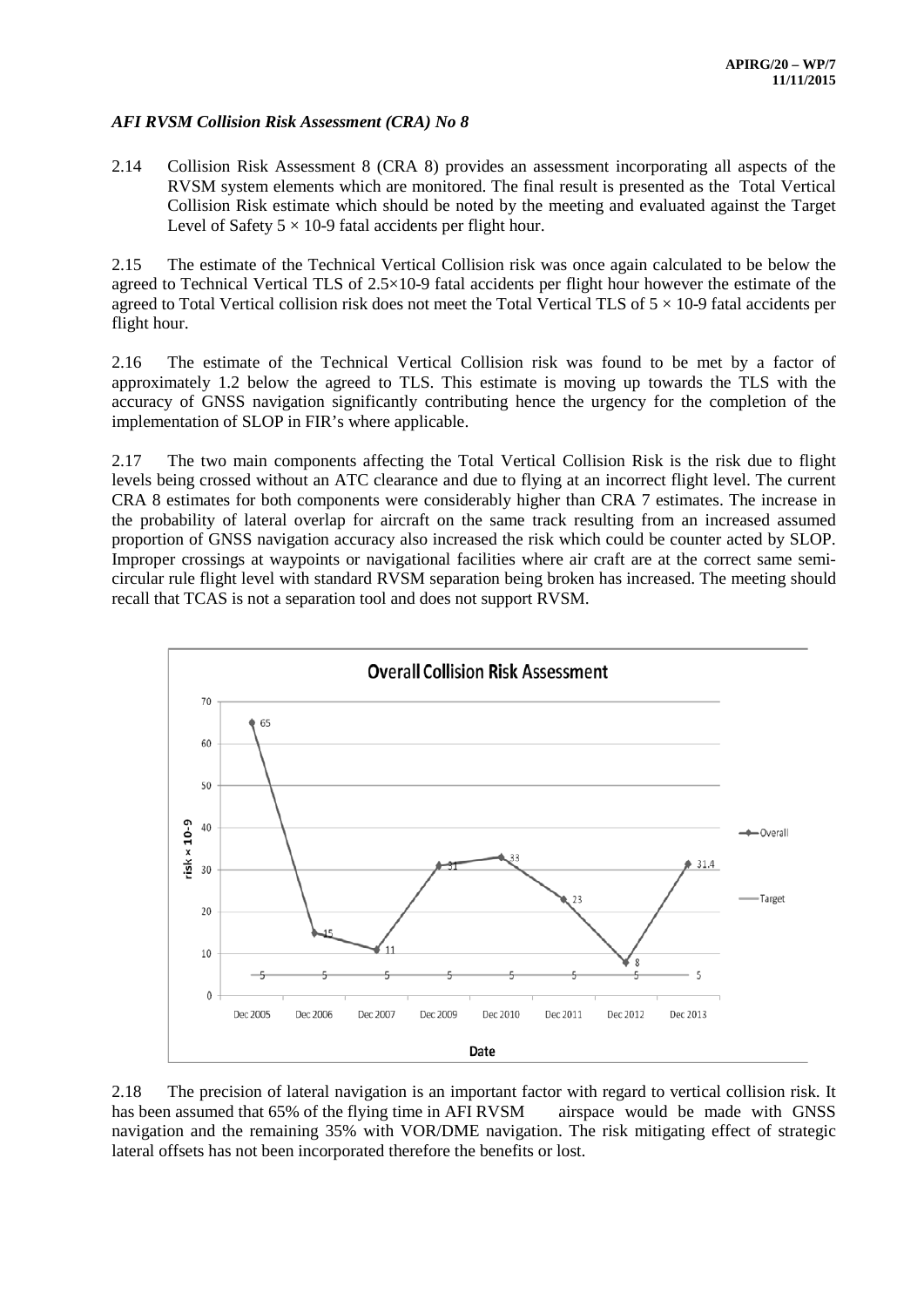*AFI RVSM Collision Risk Assessment (CRA) No 8*

2.14 Collision Risk Assessment 8 (CRA 8) provides an assessment incorporating all aspects of the RVSM system elements which are monitored. The final result is presented as the Total Vertical Collision Risk estimate which should be noted by the meeting and evaluated against the Target Level of Safety 5 × 10-9 fatal accidents per flight hour.

2.15 The estimate of the Technical Vertical Collision risk was once again calculated to be below the agreed to Technical Vertical TLS of 2.5×10-9 fatal accidents per flight hour however the estimate of the agreed to Total Vertical collision risk does not meet the Total Vertical TLS of 5 × 10-9 fatal accidents per flight hour.

2.16 The estimate of the Technical Vertical Collision risk was found to be met by a factor of approximately 1.2 below the agreed to TLS. This estimate is moving up towards the TLS with the accuracy of GNSS navigation significantly contributing hence the urgency for the completion of the implementation of SLOP in FIR's where applicable.

2.17 The two main components affecting the Total Vertical Collision Risk is the risk due to flight levels being crossed without an ATC clearance and due to flying at an incorrect flight level. The current CRA 8 estimates for both components were considerably higher than CRA 7 estimates. The increase in the probability of lateral overlap for aircraft on the same track resulting from an increased assumed proportion of GNSS navigation accuracy also increased the risk which could be counter acted by SLOP. Improper crossings at waypoints or navigational facilities where air craft are at the correct same semi-circular rule flight level with standard RVSM separation being broken has increased. The meeting should recall that TCAS is not a separation tool and does not support RVSM.

2.18 The precision of lateral navigation is an important factor with regard to vertical collision risk. It has been assumed that 65% of the flying time in AFI RVSM airspace would be made with GNSS navigation and the remaining 35% with VOR/DME navigation. The risk mitigating effect of strategic lateral offsets has not been incorporated therefore the benefits or lost.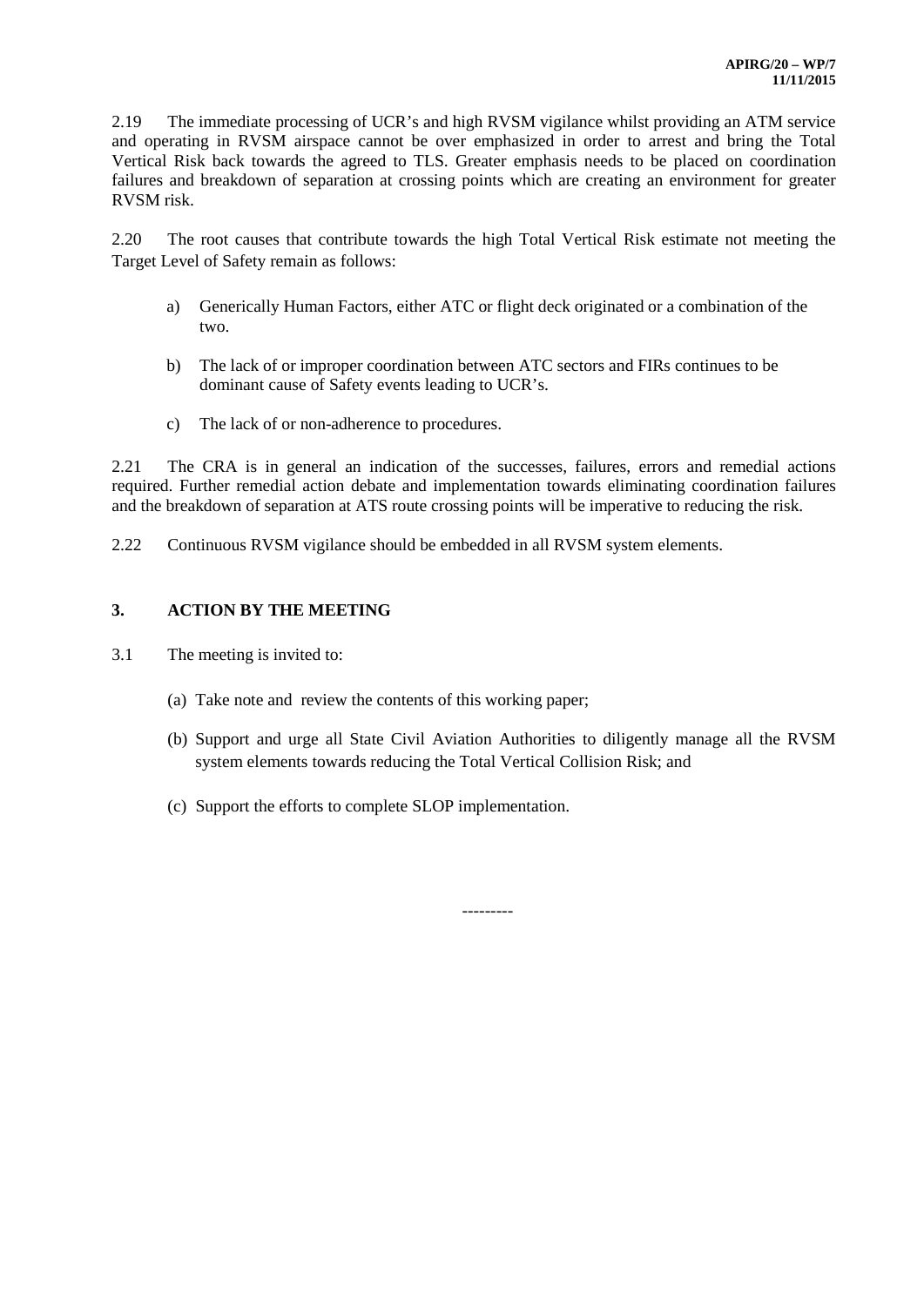2.19 The immediate processing of UCR's and high RVSM vigilance whilst providing an ATM service and operating in RVSM airspace cannot be over emphasized in order to arrest and bring the Total Vertical Risk back towards the agreed to TLS. Greater emphasis needs to be placed on coordination failures and breakdown of separation at crossing points which are creating an environment for greater RVSM risk.

2.20 The root causes that contribute towards the high Total Vertical Risk estimate not meeting the Target Level of Safety remain as follows:

a) Generically Human Factors, either ATC or flight deck originated or a combination of the two.

b) The lack of or improper coordination between ATC sectors and FIRs continues to be dominant cause of Safety events leading to UCR's.

c) The lack of or non-adherence to procedures.

2.21 The CRA is in general an indication of the successes, failures, errors and remedial actions required. Further remedial action debate and implementation towards eliminating coordination failures and the breakdown of separation at ATS route crossing points will be imperative to reducing the risk.

2.22 Continuous RVSM vigilance should be embedded in all RVSM system elements.

## 3. ACTION BY THE MEETING

3.1 The meeting is invited to:

(a) Take note and review the contents of this working paper;

(b) Support and urge all State Civil Aviation Authorities to diligently manage all the RVSM system elements towards reducing the Total Vertical Collision Risk; and

(c) Support the efforts to complete SLOP implementation.

---------